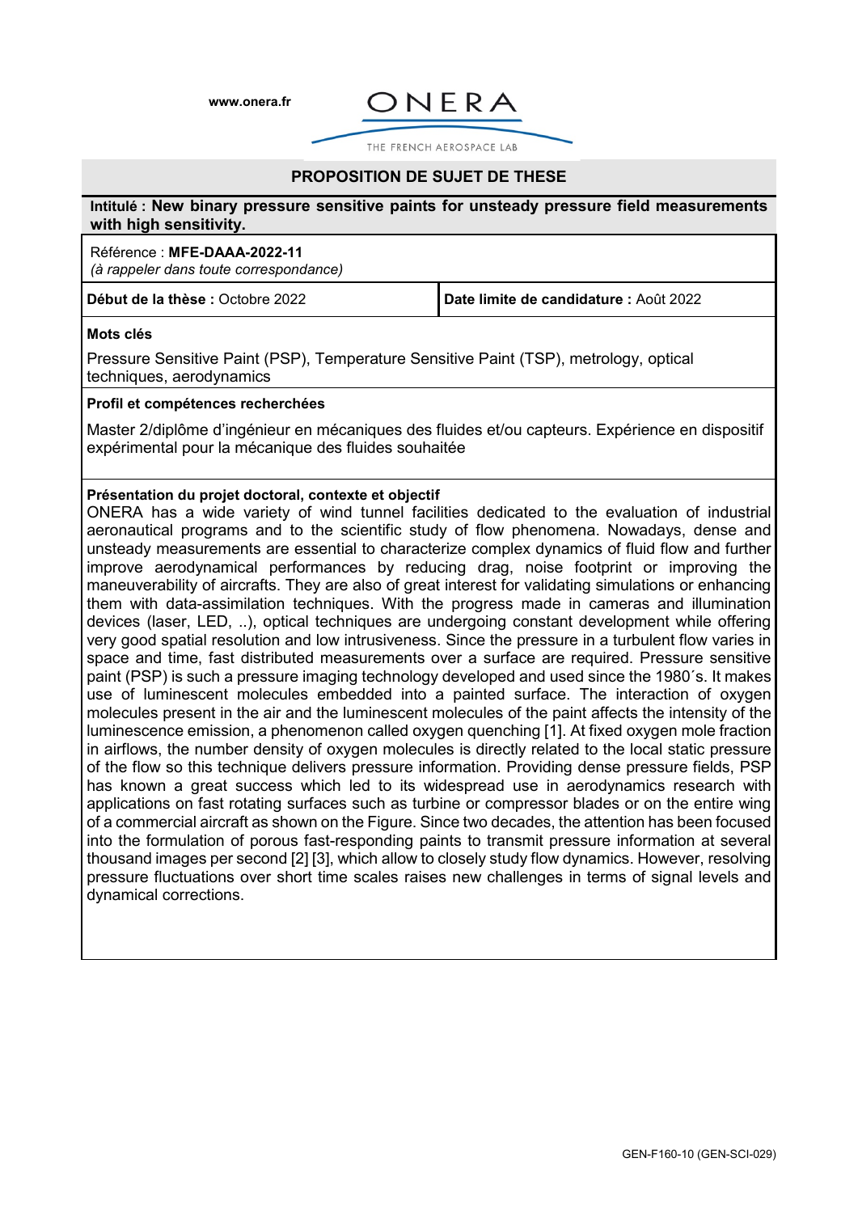www.onera.fr

ONERA

THE FRENCH AEROSPACE LAB

## PROPOSITION DE SUJET DE THESE

**Intitulé : New binary pressure sensitive paints for unsteady pressure field measurements with high sensitivity.**

Référence : **MFE-DAAA-2022-11**
*(à rappeler dans toute correspondance)*

| **Début de la thèse :** Octobre 2022 | **Date limite de candidature :** Août 2022 |
| --- | --- |

**Mots clés**

Pressure Sensitive Paint (PSP), Temperature Sensitive Paint (TSP), metrology, optical techniques, aerodynamics

**Profil et compétences recherchées**

Master 2/diplôme d'ingénieur en mécaniques des fluides et/ou capteurs. Expérience en dispositif expérimental pour la mécanique des fluides souhaitée

**Présentation du projet doctoral, contexte et objectif**

ONERA has a wide variety of wind tunnel facilities dedicated to the evaluation of industrial aeronautical programs and to the scientific study of flow phenomena. Nowadays, dense and unsteady measurements are essential to characterize complex dynamics of fluid flow and further improve aerodynamical performances by reducing drag, noise footprint or improving the maneuverability of aircrafts. They are also of great interest for validating simulations or enhancing them with data-assimilation techniques. With the progress made in cameras and illumination devices (laser, LED, ..), optical techniques are undergoing constant development while offering very good spatial resolution and low intrusiveness. Since the pressure in a turbulent flow varies in space and time, fast distributed measurements over a surface are required. Pressure sensitive paint (PSP) is such a pressure imaging technology developed and used since the 1980´s. It makes use of luminescent molecules embedded into a painted surface. The interaction of oxygen molecules present in the air and the luminescent molecules of the paint affects the intensity of the luminescence emission, a phenomenon called oxygen quenching [1]. At fixed oxygen mole fraction in airflows, the number density of oxygen molecules is directly related to the local static pressure of the flow so this technique delivers pressure information. Providing dense pressure fields, PSP has known a great success which led to its widespread use in aerodynamics research with applications on fast rotating surfaces such as turbine or compressor blades or on the entire wing of a commercial aircraft as shown on the Figure. Since two decades, the attention has been focused into the formulation of porous fast-responding paints to transmit pressure information at several thousand images per second [2] [3], which allow to closely study flow dynamics. However, resolving pressure fluctuations over short time scales raises new challenges in terms of signal levels and dynamical corrections.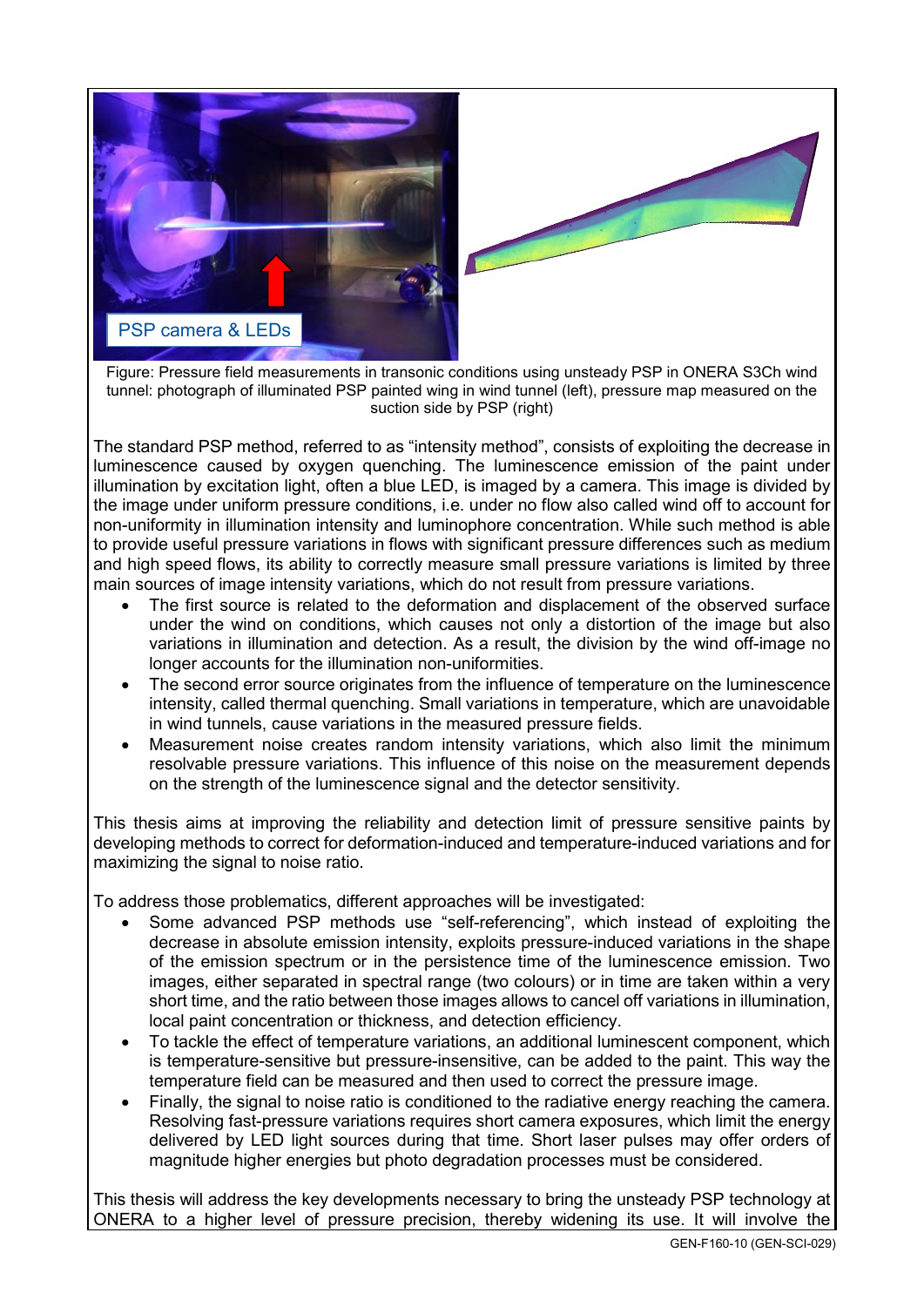Figure: Pressure field measurements in transonic conditions using unsteady PSP in ONERA S3Ch wind tunnel: photograph of illuminated PSP painted wing in wind tunnel (left), pressure map measured on the suction side by PSP (right)

The standard PSP method, referred to as "intensity method", consists of exploiting the decrease in luminescence caused by oxygen quenching. The luminescence emission of the paint under illumination by excitation light, often a blue LED, is imaged by a camera. This image is divided by the image under uniform pressure conditions, i.e. under no flow also called wind off to account for non-uniformity in illumination intensity and luminophore concentration. While such method is able to provide useful pressure variations in flows with significant pressure differences such as medium and high speed flows, its ability to correctly measure small pressure variations is limited by three main sources of image intensity variations, which do not result from pressure variations.

- The first source is related to the deformation and displacement of the observed surface under the wind on conditions, which causes not only a distortion of the image but also variations in illumination and detection. As a result, the division by the wind off-image no longer accounts for the illumination non-uniformities.
- The second error source originates from the influence of temperature on the luminescence intensity, called thermal quenching. Small variations in temperature, which are unavoidable in wind tunnels, cause variations in the measured pressure fields.
- Measurement noise creates random intensity variations, which also limit the minimum resolvable pressure variations. This influence of this noise on the measurement depends on the strength of the luminescence signal and the detector sensitivity.

This thesis aims at improving the reliability and detection limit of pressure sensitive paints by developing methods to correct for deformation-induced and temperature-induced variations and for maximizing the signal to noise ratio.

To address those problematics, different approaches will be investigated:

- Some advanced PSP methods use "self-referencing", which instead of exploiting the decrease in absolute emission intensity, exploits pressure-induced variations in the shape of the emission spectrum or in the persistence time of the luminescence emission. Two images, either separated in spectral range (two colours) or in time are taken within a very short time, and the ratio between those images allows to cancel off variations in illumination, local paint concentration or thickness, and detection efficiency.
- To tackle the effect of temperature variations, an additional luminescent component, which is temperature-sensitive but pressure-insensitive, can be added to the paint. This way the temperature field can be measured and then used to correct the pressure image.
- Finally, the signal to noise ratio is conditioned to the radiative energy reaching the camera. Resolving fast-pressure variations requires short camera exposures, which limit the energy delivered by LED light sources during that time. Short laser pulses may offer orders of magnitude higher energies but photo degradation processes must be considered.

This thesis will address the key developments necessary to bring the unsteady PSP technology at ONERA to a higher level of pressure precision, thereby widening its use. It will involve the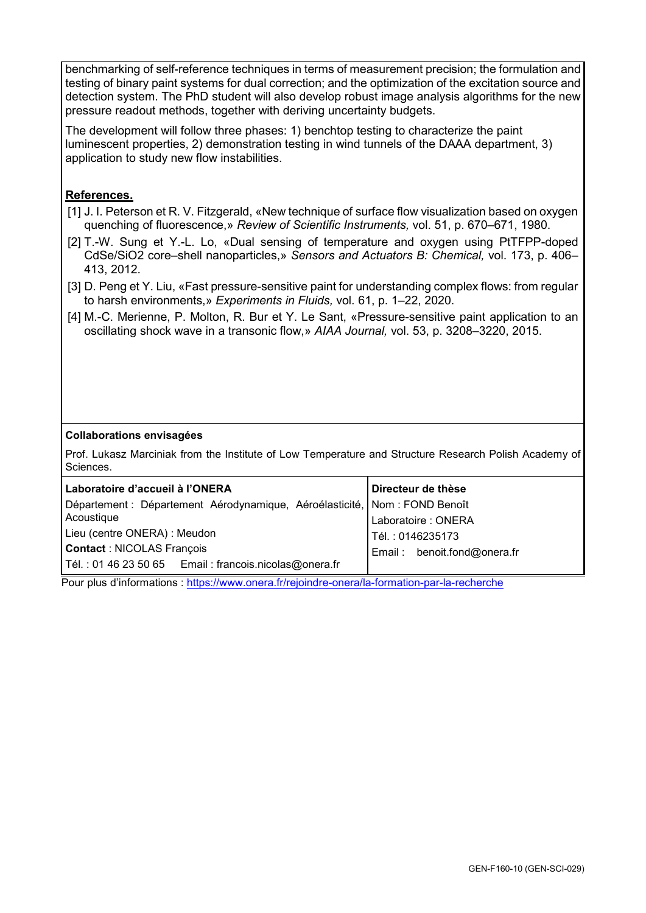benchmarking of self-reference techniques in terms of measurement precision; the formulation and testing of binary paint systems for dual correction; and the optimization of the excitation source and detection system. The PhD student will also develop robust image analysis algorithms for the new pressure readout methods, together with deriving uncertainty budgets.

The development will follow three phases: 1) benchtop testing to characterize the paint luminescent properties, 2) demonstration testing in wind tunnels of the DAAA department, 3) application to study new flow instabilities.

**References.**

[1] J. I. Peterson et R. V. Fitzgerald, «New technique of surface flow visualization based on oxygen quenching of fluorescence,» *Review of Scientific Instruments,* vol. 51, p. 670–671, 1980.

[2] T.-W. Sung et Y.-L. Lo, «Dual sensing of temperature and oxygen using PtTFPP-doped CdSe/SiO2 core–shell nanoparticles,» *Sensors and Actuators B: Chemical,* vol. 173, p. 406–413, 2012.

[3] D. Peng et Y. Liu, «Fast pressure-sensitive paint for understanding complex flows: from regular to harsh environments,» *Experiments in Fluids,* vol. 61, p. 1–22, 2020.

[4] M.-C. Merienne, P. Molton, R. Bur et Y. Le Sant, «Pressure-sensitive paint application to an oscillating shock wave in a transonic flow,» *AIAA Journal,* vol. 53, p. 3208–3220, 2015.

**Collaborations envisagées**

Prof. Lukasz Marciniak from the Institute of Low Temperature and Structure Research Polish Academy of Sciences.

| | |
|---|---|
| **Laboratoire d'accueil à l'ONERA**<br>Département : Département Aérodynamique, Aéroélasticité, Acoustique<br>Lieu (centre ONERA) : Meudon<br>**Contact** : NICOLAS François<br>Tél. : 01 46 23 50 65 Email : francois.nicolas@onera.fr | **Directeur de thèse**<br>Nom : FOND Benoît<br>Laboratoire : ONERA<br>Tél. : 0146235173<br>Email : benoit.fond@onera.fr |

Pour plus d'informations : https://www.onera.fr/rejoindre-onera/la-formation-par-la-recherche